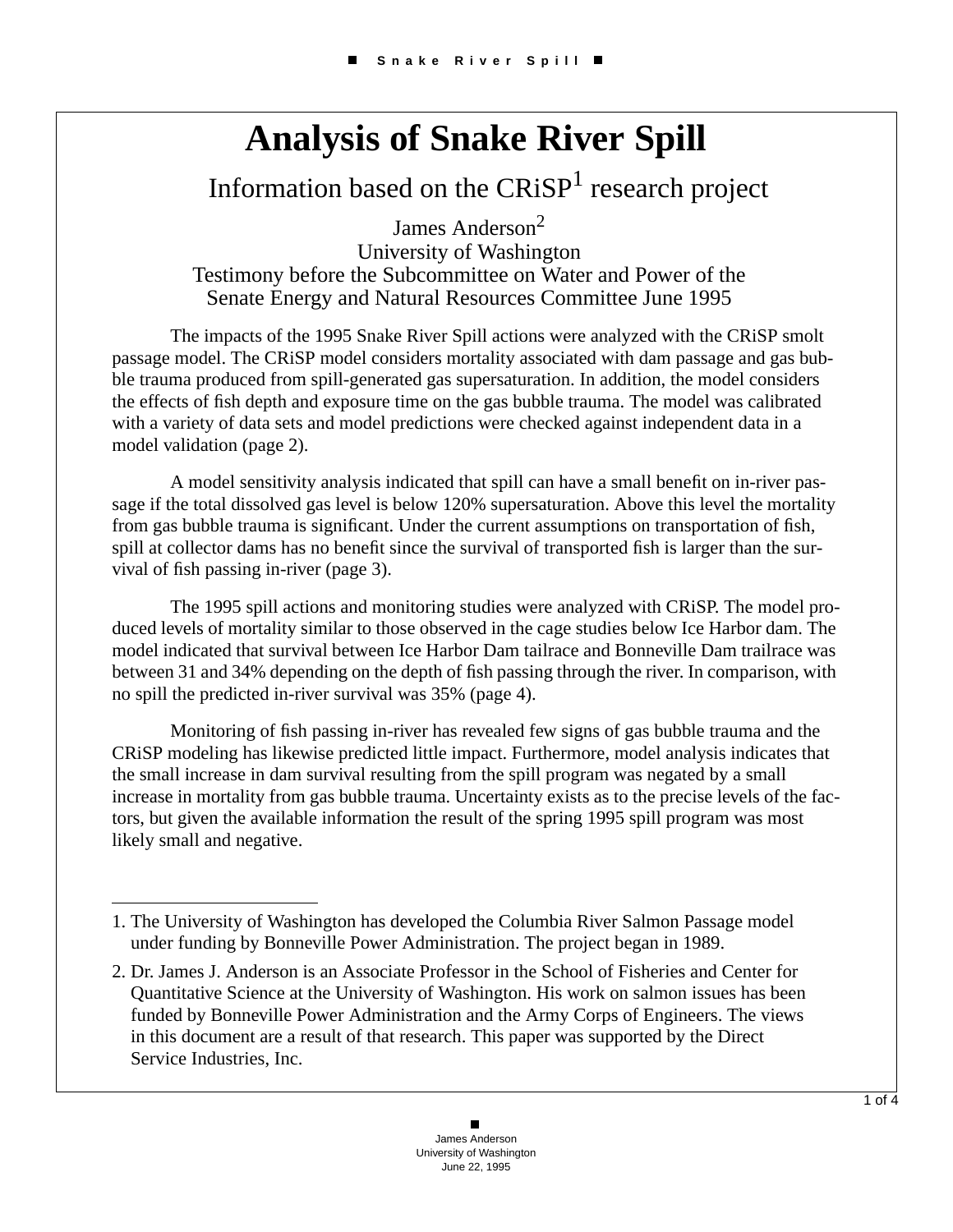# Analysis of Snake River Spill

## Information based on the CRiSP[1] research project

James Anderson[2]
University of Washington
Testimony before the Subcommittee on Water and Power of the Senate Energy and Natural Resources Committee June 1995

The impacts of the 1995 Snake River Spill actions were analyzed with the CRiSP smolt passage model. The CRiSP model considers mortality associated with dam passage and gas bubble trauma produced from spill-generated gas supersaturation. In addition, the model considers the effects of fish depth and exposure time on the gas bubble trauma. The model was calibrated with a variety of data sets and model predictions were checked against independent data in a model validation (page 2).

A model sensitivity analysis indicated that spill can have a small benefit on in-river passage if the total dissolved gas level is below 120% supersaturation. Above this level the mortality from gas bubble trauma is significant. Under the current assumptions on transportation of fish, spill at collector dams has no benefit since the survival of transported fish is larger than the survival of fish passing in-river (page 3).

The 1995 spill actions and monitoring studies were analyzed with CRiSP. The model produced levels of mortality similar to those observed in the cage studies below Ice Harbor dam. The model indicated that survival between Ice Harbor Dam tailrace and Bonneville Dam trailrace was between 31 and 34% depending on the depth of fish passing through the river. In comparison, with no spill the predicted in-river survival was 35% (page 4).

Monitoring of fish passing in-river has revealed few signs of gas bubble trauma and the CRiSP modeling has likewise predicted little impact. Furthermore, model analysis indicates that the small increase in dam survival resulting from the spill program was negated by a small increase in mortality from gas bubble trauma. Uncertainty exists as to the precise levels of the factors, but given the available information the result of the spring 1995 spill program was most likely small and negative.

---

1. The University of Washington has developed the Columbia River Salmon Passage model under funding by Bonneville Power Administration. The project began in 1989.

2. Dr. James J. Anderson is an Associate Professor in the School of Fisheries and Center for Quantitative Science at the University of Washington. His work on salmon issues has been funded by Bonneville Power Administration and the Army Corps of Engineers. The views in this document are a result of that research. This paper was supported by the Direct Service Industries, Inc.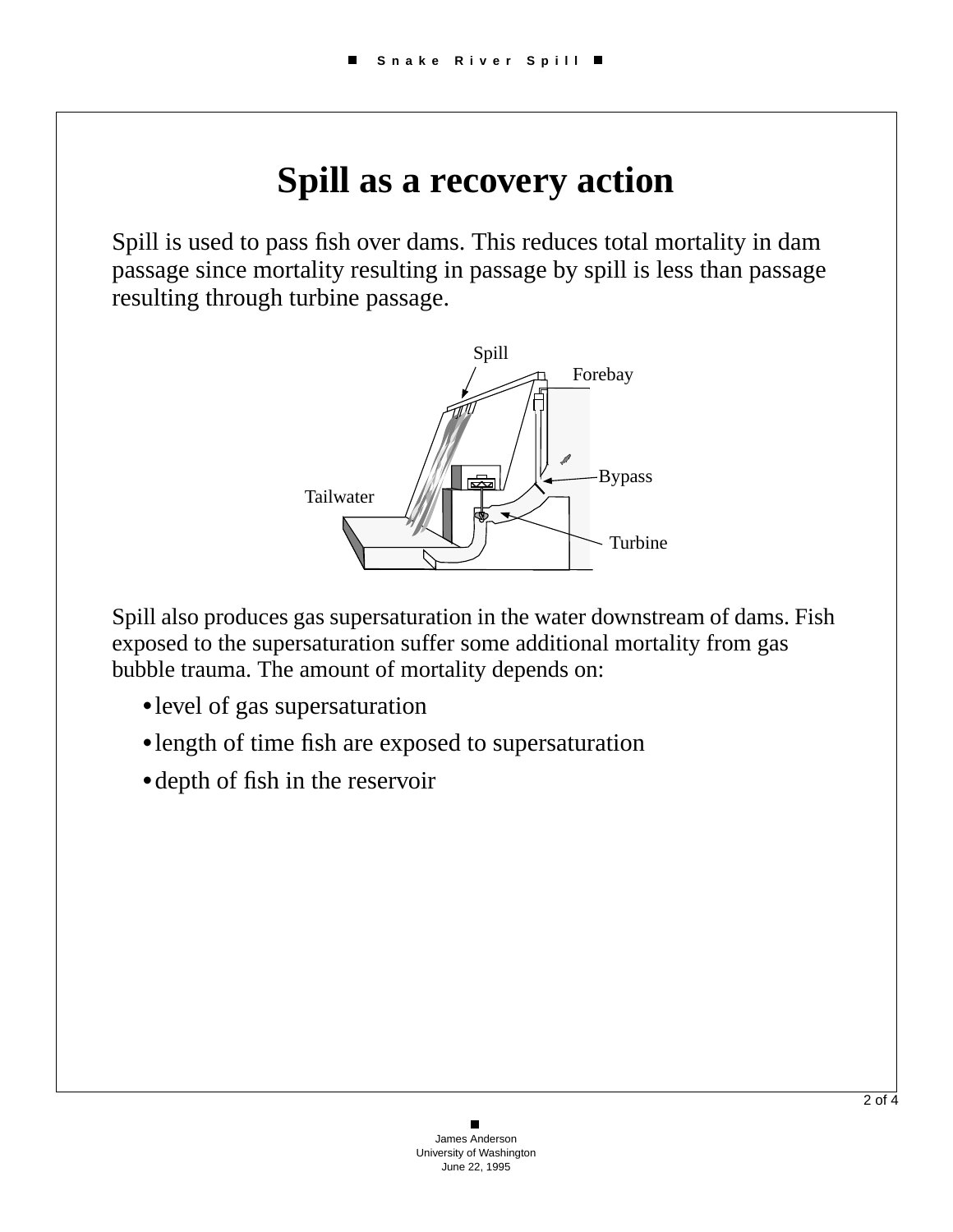# Spill as a recovery action

Spill is used to pass fish over dams. This reduces total mortality in dam passage since mortality resulting in passage by spill is less than passage resulting through turbine passage.

Spill also produces gas supersaturation in the water downstream of dams. Fish exposed to the supersaturation suffer some additional mortality from gas bubble trauma. The amount of mortality depends on:

- level of gas supersaturation
- length of time fish are exposed to supersaturation
- depth of fish in the reservoir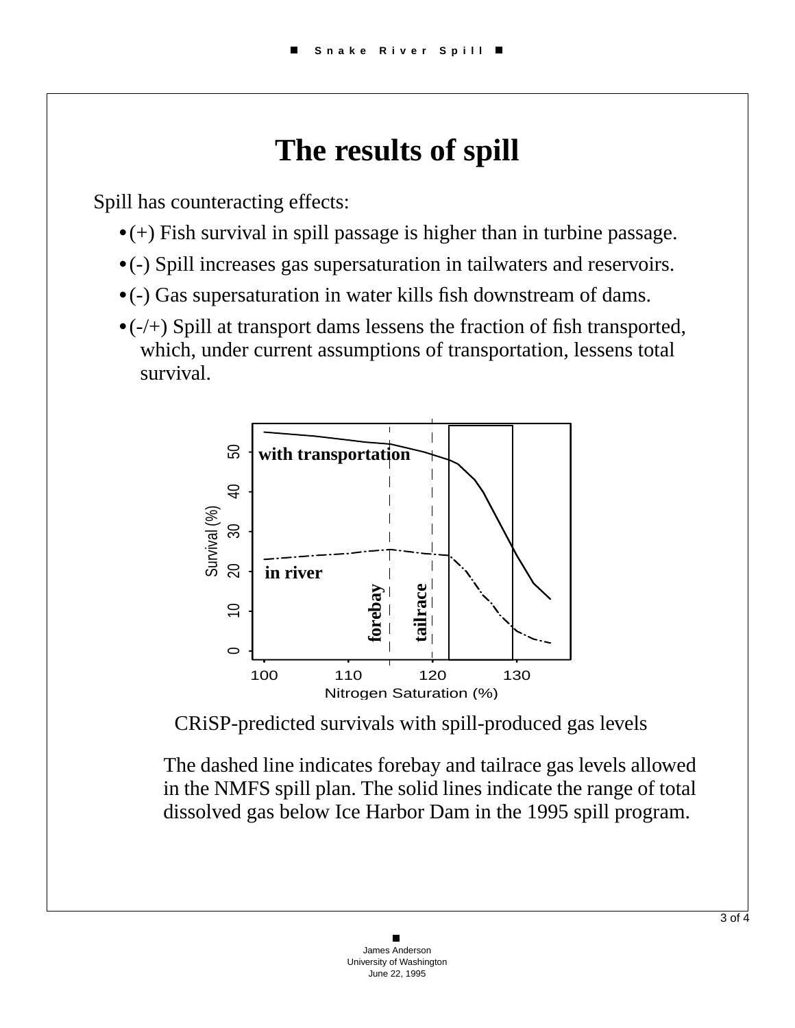# The results of spill

Spill has counteracting effects:

- (+) Fish survival in spill passage is higher than in turbine passage.
- (-) Spill increases gas supersaturation in tailwaters and reservoirs.
- (-) Gas supersaturation in water kills fish downstream of dams.
- (-/+) Spill at transport dams lessens the fraction of fish transported, which, under current assumptions of transportation, lessens total survival.

CRiSP-predicted survivals with spill-produced gas levels

The dashed line indicates forebay and tailrace gas levels allowed in the NMFS spill plan. The solid lines indicate the range of total dissolved gas below Ice Harbor Dam in the 1995 spill program.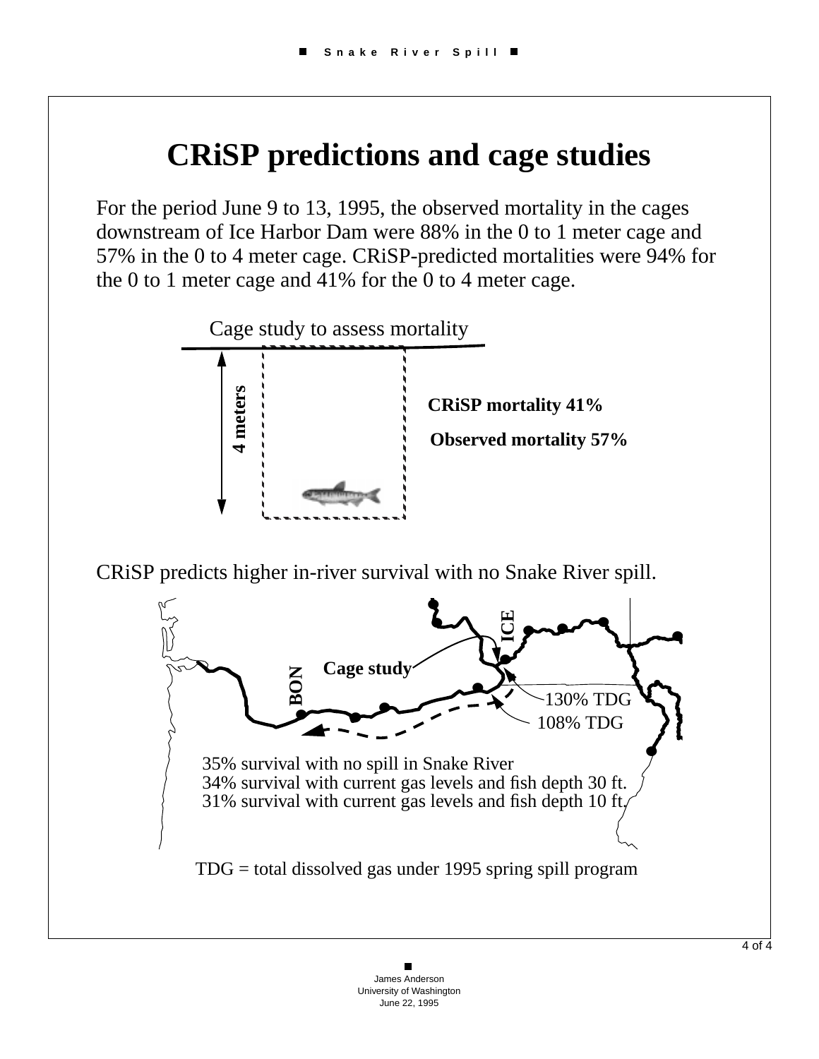# CRiSP predictions and cage studies

For the period June 9 to 13, 1995, the observed mortality in the cages downstream of Ice Harbor Dam were 88% in the 0 to 1 meter cage and 57% in the 0 to 4 meter cage. CRiSP-predicted mortalities were 94% for the 0 to 1 meter cage and 41% for the 0 to 4 meter cage.

Cage study to assess mortality

4 meters

**CRiSP mortality 41%**

**Observed mortality 57%**

CRiSP predicts higher in-river survival with no Snake River spill.

ICE

Cage study

BON

130% TDG

108% TDG

35% survival with no spill in Snake River
34% survival with current gas levels and fish depth 30 ft.
31% survival with current gas levels and fish depth 10 ft.

TDG = total dissolved gas under 1995 spring spill program

James Anderson
University of Washington
June 22, 1995